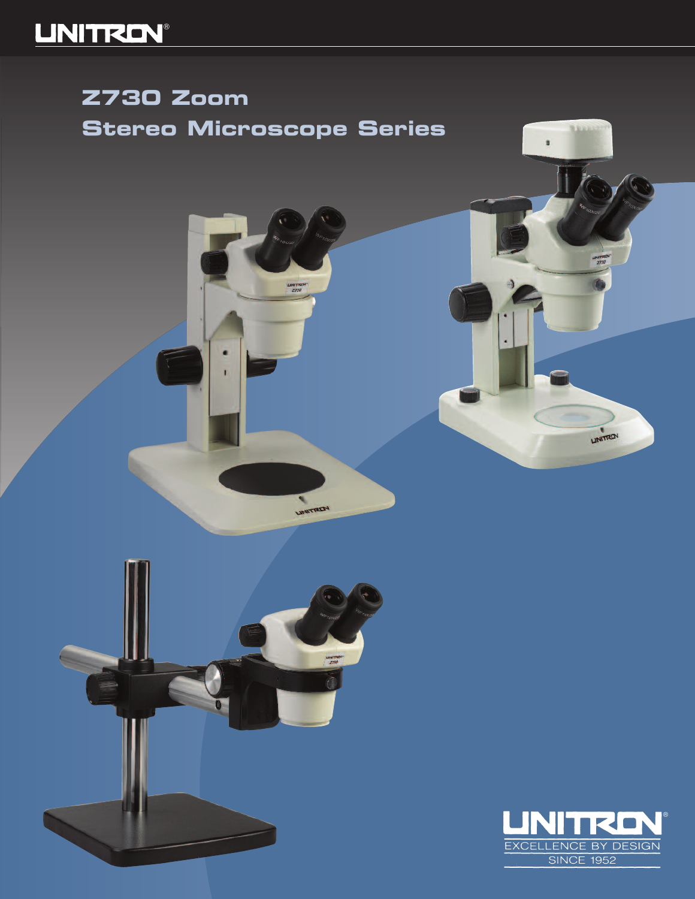# Z730 Zoom Stereo Microscope Series

UNITRON®

EXCELLENCE BY DESIGN

SINCE 1952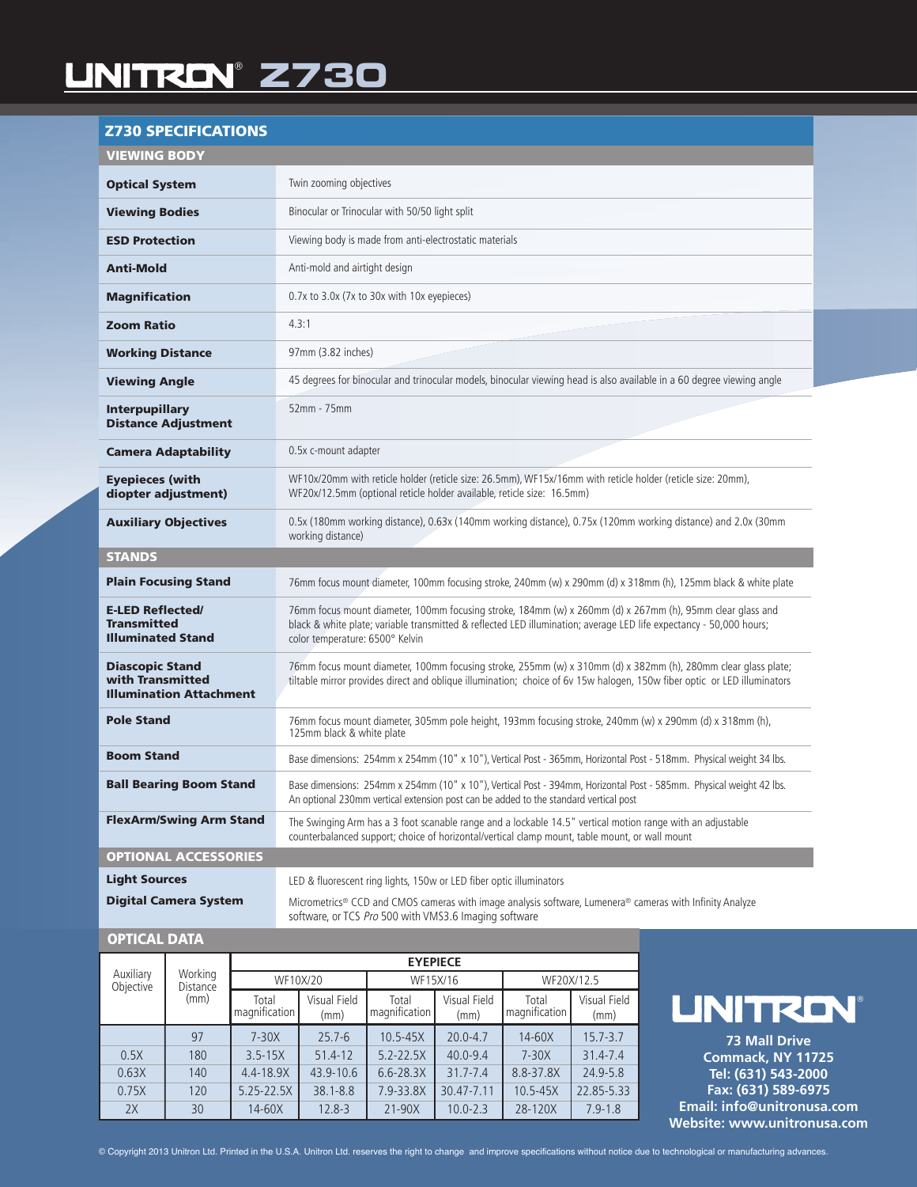# UNITRON® Z730

## Z730 SPECIFICATIONS

### VIEWING BODY

| | |
|---|---|
| **Optical System** | Twin zooming objectives |
| **Viewing Bodies** | Binocular or Trinocular with 50/50 light split |
| **ESD Protection** | Viewing body is made from anti-electrostatic materials |
| **Anti-Mold** | Anti-mold and airtight design |
| **Magnification** | 0.7x to 3.0x (7x to 30x with 10x eyepieces) |
| **Zoom Ratio** | 4.3:1 |
| **Working Distance** | 97mm (3.82 inches) |
| **Viewing Angle** | 45 degrees for binocular and trinocular models, binocular viewing head is also available in a 60 degree viewing angle |
| **Interpupillary Distance Adjustment** | 52mm - 75mm |
| **Camera Adaptability** | 0.5x c-mount adapter |
| **Eyepieces (with diopter adjustment)** | WF10x/20mm with reticle holder (reticle size: 26.5mm), WF15x/16mm with reticle holder (reticle size: 20mm), WF20x/12.5mm (optional reticle holder available, reticle size: 16.5mm) |
| **Auxiliary Objectives** | 0.5x (180mm working distance), 0.63x (140mm working distance), 0.75x (120mm working distance) and 2.0x (30mm working distance) |

### STANDS

| | |
|---|---|
| **Plain Focusing Stand** | 76mm focus mount diameter, 100mm focusing stroke, 240mm (w) x 290mm (d) x 318mm (h), 125mm black & white plate |
| **E-LED Reflected/ Transmitted Illuminated Stand** | 76mm focus mount diameter, 100mm focusing stroke, 184mm (w) x 260mm (d) x 267mm (h), 95mm clear glass and black & white plate; variable transmitted & reflected LED illumination; average LED life expectancy - 50,000 hours; color temperature: 6500° Kelvin |
| **Diascopic Stand with Transmitted Illumination Attachment** | 76mm focus mount diameter, 100mm focusing stroke, 255mm (w) x 310mm (d) x 382mm (h), 280mm clear glass plate; tiltable mirror provides direct and oblique illumination; choice of 6v 15w halogen, 150w fiber optic or LED illuminators |
| **Pole Stand** | 76mm focus mount diameter, 305mm pole height, 193mm focusing stroke, 240mm (w) x 290mm (d) x 318mm (h), 125mm black & white plate |
| **Boom Stand** | Base dimensions: 254mm x 254mm (10" x 10"), Vertical Post - 365mm, Horizontal Post - 518mm. Physical weight 34 lbs. |
| **Ball Bearing Boom Stand** | Base dimensions: 254mm x 254mm (10" x 10"), Vertical Post - 394mm, Horizontal Post - 585mm. Physical weight 42 lbs. An optional 230mm vertical extension post can be added to the standard vertical post |
| **FlexArm/Swing Arm Stand** | The Swinging Arm has a 3 foot scanable range and a lockable 14.5" vertical motion range with an adjustable counterbalanced support; choice of horizontal/vertical clamp mount, table mount, or wall mount |

### OPTIONAL ACCESSORIES

| | |
|---|---|
| **Light Sources** | LED & fluorescent ring lights, 150w or LED fiber optic illuminators |
| **Digital Camera System** | Micrometrics® CCD and CMOS cameras with image analysis software, Lumenera® cameras with Infinity Analyze software, or TCS *Pro* 500 with VMS3.6 Imaging software |

## OPTICAL DATA

| Auxiliary Objective | Working Distance (mm) | EYEPIECE | | | | | |
|---|---|---|---|---|---|---|---|
| | | WF10X/20 | | WF15X/16 | | WF20X/12.5 | |
| | | Total magnification | Visual Field (mm) | Total magnification | Visual Field (mm) | Total magnification | Visual Field (mm) |
| | 97 | 7-30X | 25.7-6 | 10.5-45X | 20.0-4.7 | 14-60X | 15.7-3.7 |
| 0.5X | 180 | 3.5-15X | 51.4-12 | 5.2-22.5X | 40.0-9.4 | 7-30X | 31.4-7.4 |
| 0.63X | 140 | 4.4-18.9X | 43.9-10.6 | 6.6-28.3X | 31.7-7.4 | 8.8-37.8X | 24.9-5.8 |
| 0.75X | 120 | 5.25-22.5X | 38.1-8.8 | 7.9-33.8X | 30.47-7.11 | 10.5-45X | 22.85-5.33 |
| 2X | 30 | 14-60X | 12.8-3 | 21-90X | 10.0-2.3 | 28-120X | 7.9-1.8 |

**UNITRON®**

**73 Mall Drive**
**Commack, NY 11725**
**Tel: (631) 543-2000**
**Fax: (631) 589-6975**
**Email: info@unitronusa.com**
**Website: www.unitronusa.com**

© Copyright 2013 Unitron Ltd. Printed in the U.S.A. Unitron Ltd. reserves the right to change and improve specifications without notice due to technological or manufacturing advances.